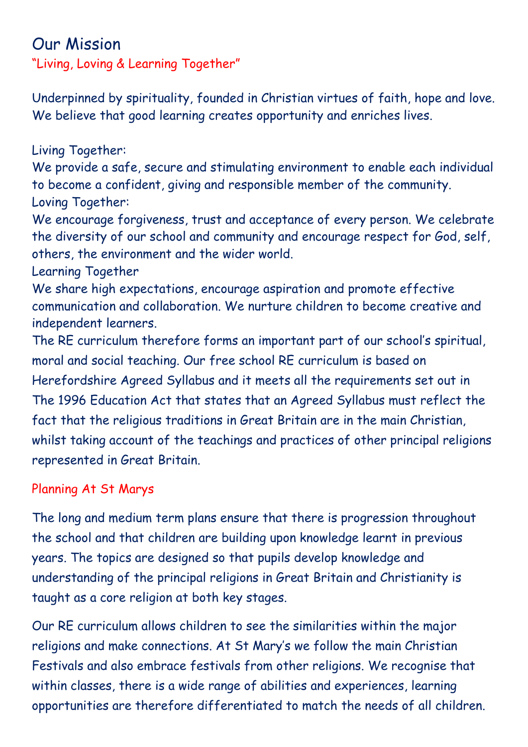# Our Mission

"Living, Loving & Learning Together"

Underpinned by spirituality, founded in Christian virtues of faith, hope and love. We believe that good learning creates opportunity and enriches lives.

Living Together:
We provide a safe, secure and stimulating environment to enable each individual to become a confident, giving and responsible member of the community.

Loving Together:
We encourage forgiveness, trust and acceptance of every person. We celebrate the diversity of our school and community and encourage respect for God, self, others, the environment and the wider world.

Learning Together
We share high expectations, encourage aspiration and promote effective communication and collaboration. We nurture children to become creative and independent learners.

The RE curriculum therefore forms an important part of our school's spiritual, moral and social teaching. Our free school RE curriculum is based on Herefordshire Agreed Syllabus and it meets all the requirements set out in The 1996 Education Act that states that an Agreed Syllabus must reflect the fact that the religious traditions in Great Britain are in the main Christian, whilst taking account of the teachings and practices of other principal religions represented in Great Britain.

## Planning At St Marys

The long and medium term plans ensure that there is progression throughout the school and that children are building upon knowledge learnt in previous years. The topics are designed so that pupils develop knowledge and understanding of the principal religions in Great Britain and Christianity is taught as a core religion at both key stages.

Our RE curriculum allows children to see the similarities within the major religions and make connections. At St Mary's we follow the main Christian Festivals and also embrace festivals from other religions. We recognise that within classes, there is a wide range of abilities and experiences, learning opportunities are therefore differentiated to match the needs of all children.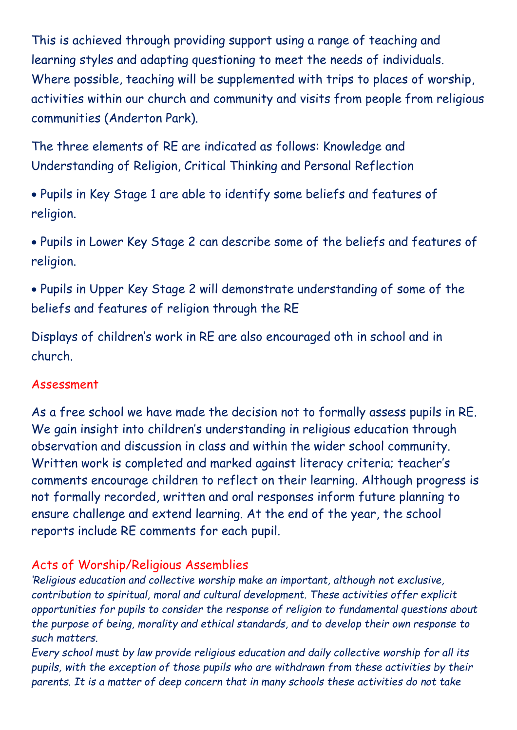This is achieved through providing support using a range of teaching and learning styles and adapting questioning to meet the needs of individuals. Where possible, teaching will be supplemented with trips to places of worship, activities within our church and community and visits from people from religious communities (Anderton Park).

The three elements of RE are indicated as follows: Knowledge and Understanding of Religion, Critical Thinking and Personal Reflection

- Pupils in Key Stage 1 are able to identify some beliefs and features of religion.
- Pupils in Lower Key Stage 2 can describe some of the beliefs and features of religion.
- Pupils in Upper Key Stage 2 will demonstrate understanding of some of the beliefs and features of religion through the RE

Displays of children's work in RE are also encouraged oth in school and in church.

## Assessment

As a free school we have made the decision not to formally assess pupils in RE. We gain insight into children's understanding in religious education through observation and discussion in class and within the wider school community. Written work is completed and marked against literacy criteria; teacher's comments encourage children to reflect on their learning. Although progress is not formally recorded, written and oral responses inform future planning to ensure challenge and extend learning. At the end of the year, the school reports include RE comments for each pupil.

## Acts of Worship/Religious Assemblies

*'Religious education and collective worship make an important, although not exclusive, contribution to spiritual, moral and cultural development. These activities offer explicit opportunities for pupils to consider the response of religion to fundamental questions about the purpose of being, morality and ethical standards, and to develop their own response to such matters.*

*Every school must by law provide religious education and daily collective worship for all its pupils, with the exception of those pupils who are withdrawn from these activities by their parents. It is a matter of deep concern that in many schools these activities do not take*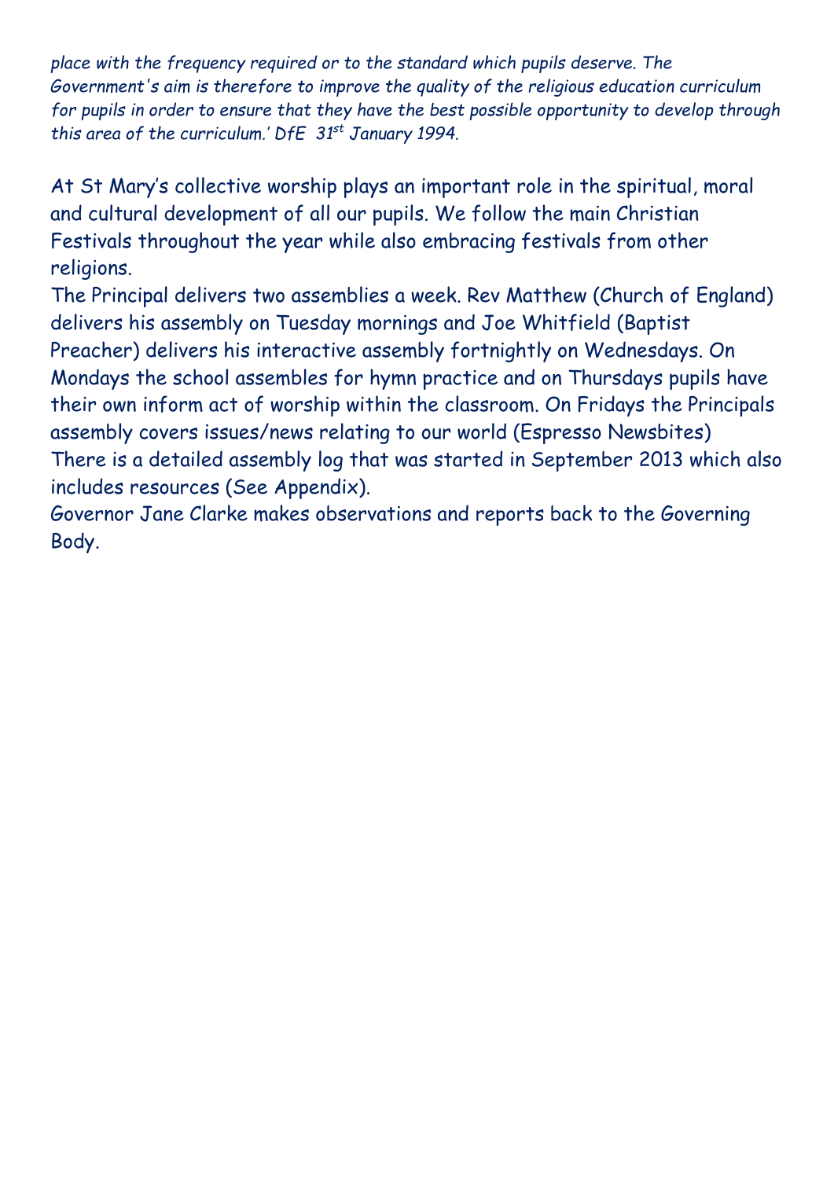*place with the frequency required or to the standard which pupils deserve. The Government's aim is therefore to improve the quality of the religious education curriculum for pupils in order to ensure that they have the best possible opportunity to develop through this area of the curriculum.' DfE 31st January 1994.*

At St Mary's collective worship plays an important role in the spiritual, moral and cultural development of all our pupils. We follow the main Christian Festivals throughout the year while also embracing festivals from other religions.

The Principal delivers two assemblies a week. Rev Matthew (Church of England) delivers his assembly on Tuesday mornings and Joe Whitfield (Baptist Preacher) delivers his interactive assembly fortnightly on Wednesdays. On Mondays the school assembles for hymn practice and on Thursdays pupils have their own inform act of worship within the classroom. On Fridays the Principals assembly covers issues/news relating to our world (Espresso Newsbites)

There is a detailed assembly log that was started in September 2013 which also includes resources (See Appendix).

Governor Jane Clarke makes observations and reports back to the Governing Body.